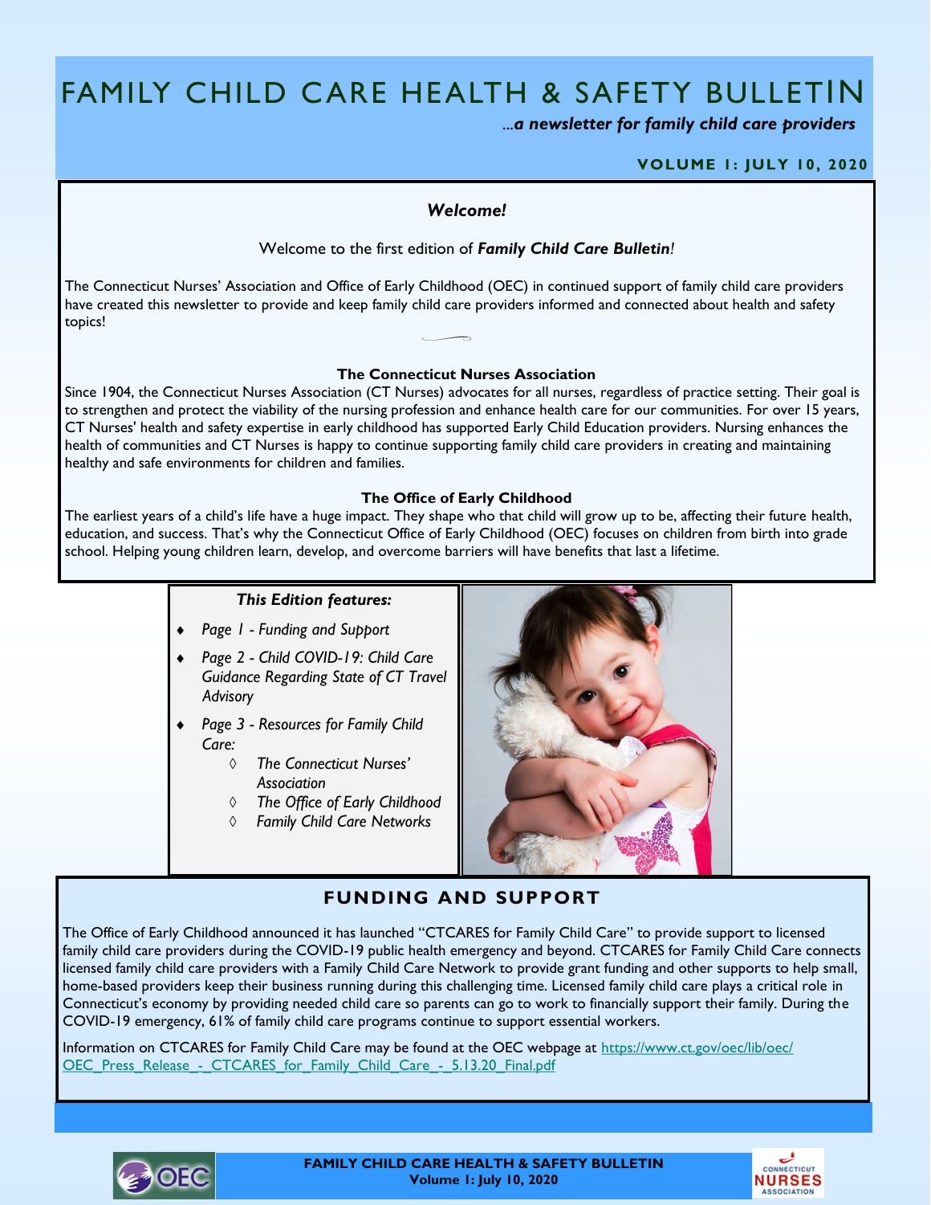# FAMILY CHILD CARE HEALTH & SAFETY BULLETIN

*...a newsletter for family child care providers*

**VOLUME 1: JULY 10, 2020**

## *Welcome!*

Welcome to the first edition of ***Family Child Care Bulletin!***

The Connecticut Nurses' Association and Office of Early Childhood (OEC) in continued support of family child care providers have created this newsletter to provide and keep family child care providers informed and connected about health and safety topics!

### The Connecticut Nurses Association

Since 1904, the Connecticut Nurses Association (CT Nurses) advocates for all nurses, regardless of practice setting. Their goal is to strengthen and protect the viability of the nursing profession and enhance health care for our communities. For over 15 years, CT Nurses' health and safety expertise in early childhood has supported Early Child Education providers. Nursing enhances the health of communities and CT Nurses is happy to continue supporting family child care providers in creating and maintaining healthy and safe environments for children and families.

### The Office of Early Childhood

The earliest years of a child's life have a huge impact. They shape who that child will grow up to be, affecting their future health, education, and success. That's why the Connecticut Office of Early Childhood (OEC) focuses on children from birth into grade school. Helping young children learn, develop, and overcome barriers will have benefits that last a lifetime.

***This Edition features:***

- *Page 1 - Funding and Support*
- *Page 2 - Child COVID-19: Child Care Guidance Regarding State of CT Travel Advisory*
- *Page 3 - Resources for Family Child Care:*
  - *The Connecticut Nurses' Association*
  - *The Office of Early Childhood*
  - *Family Child Care Networks*

## FUNDING AND SUPPORT

The Office of Early Childhood announced it has launched "CTCARES for Family Child Care" to provide support to licensed family child care providers during the COVID-19 public health emergency and beyond. CTCARES for Family Child Care connects licensed family child care providers with a Family Child Care Network to provide grant funding and other supports to help small, home-based providers keep their business running during this challenging time. Licensed family child care plays a critical role in Connecticut's economy by providing needed child care so parents can go to work to financially support their family. During the COVID-19 emergency, 61% of family child care programs continue to support essential workers.

Information on CTCARES for Family Child Care may be found at the OEC webpage at https://www.ct.gov/oec/lib/oec/OEC_Press_Release_-_CTCARES_for_Family_Child_Care_-_5.13.20_Final.pdf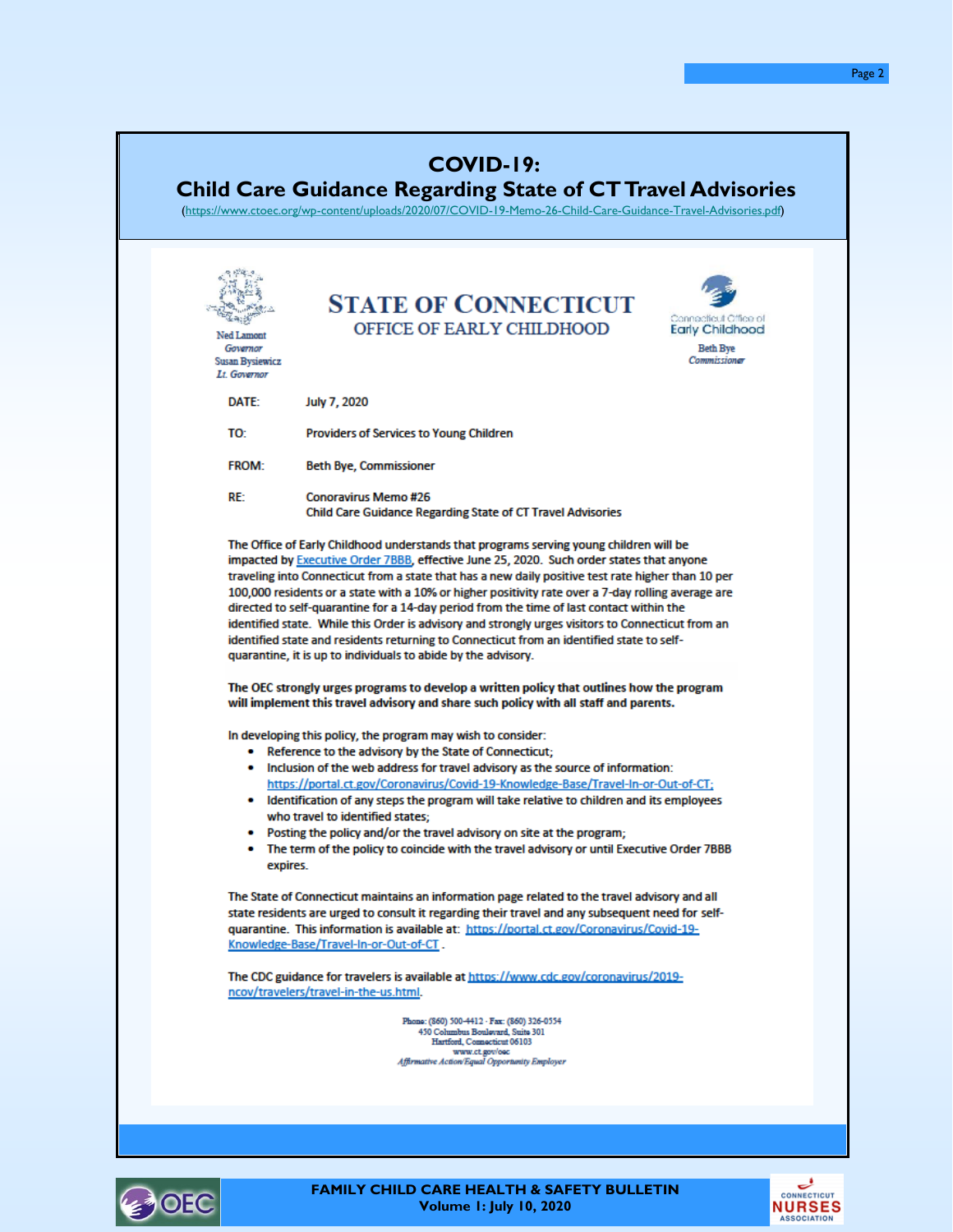# COVID-19: Child Care Guidance Regarding State of CT Travel Advisories

(https://www.ctoec.org/wp-content/uploads/2020/07/COVID-19-Memo-26-Child-Care-Guidance-Travel-Advisories.pdf)

Ned Lamont
*Governor*
Susan Bysiewicz
*Lt. Governor*

## STATE OF CONNECTICUT
### OFFICE OF EARLY CHILDHOOD

Connecticut Office of Early Childhood
Beth Bye
*Commissioner*

DATE: July 7, 2020

TO: Providers of Services to Young Children

FROM: Beth Bye, Commissioner

RE: Conoravirus Memo #26
Child Care Guidance Regarding State of CT Travel Advisories

The Office of Early Childhood understands that programs serving young children will be impacted by Executive Order 7BBB, effective June 25, 2020. Such order states that anyone traveling into Connecticut from a state that has a new daily positive test rate higher than 10 per 100,000 residents or a state with a 10% or higher positivity rate over a 7-day rolling average are directed to self-quarantine for a 14-day period from the time of last contact within the identified state. While this Order is advisory and strongly urges visitors to Connecticut from an identified state and residents returning to Connecticut from an identified state to self-quarantine, it is up to individuals to abide by the advisory.

**The OEC strongly urges programs to develop a written policy that outlines how the program will implement this travel advisory and share such policy with all staff and parents.**

In developing this policy, the program may wish to consider:

- Reference to the advisory by the State of Connecticut;
- Inclusion of the web address for travel advisory as the source of information: https://portal.ct.gov/Coronavirus/Covid-19-Knowledge-Base/Travel-In-or-Out-of-CT;
- Identification of any steps the program will take relative to children and its employees who travel to identified states;
- Posting the policy and/or the travel advisory on site at the program;
- The term of the policy to coincide with the travel advisory or until Executive Order 7BBB expires.

The State of Connecticut maintains an information page related to the travel advisory and all state residents are urged to consult it regarding their travel and any subsequent need for self-quarantine. This information is available at: https://portal.ct.gov/Coronavirus/Covid-19-Knowledge-Base/Travel-In-or-Out-of-CT .

The CDC guidance for travelers is available at https://www.cdc.gov/coronavirus/2019-ncov/travelers/travel-in-the-us.html.

Phone: (860) 500-4412 · Fax: (860) 326-0554
450 Columbus Boulevard, Suite 301
Hartford, Connecticut 06103
www.ct.gov/oec
*Affirmative Action/Equal Opportunity Employer*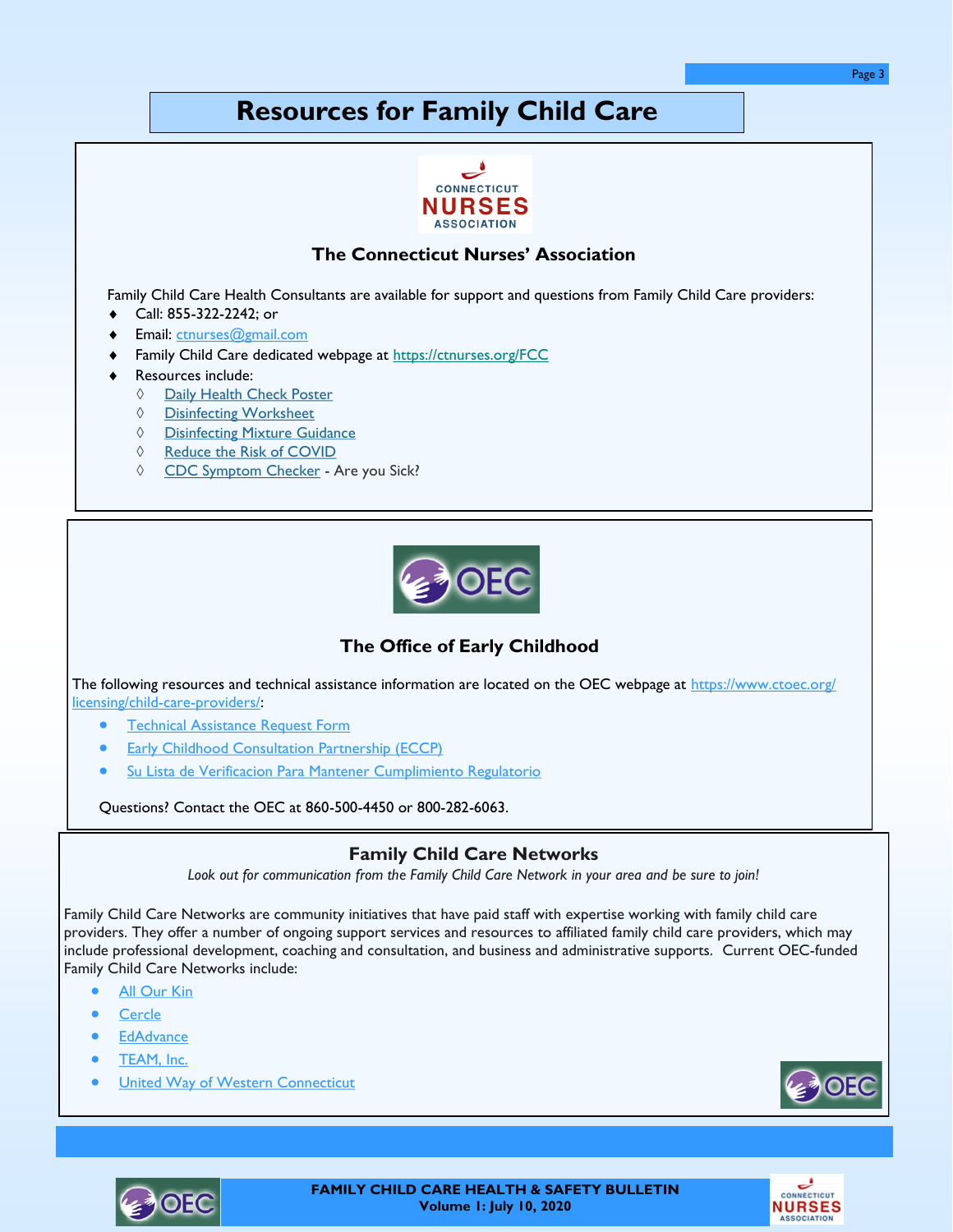# Resources for Family Child Care

## The Connecticut Nurses' Association

Family Child Care Health Consultants are available for support and questions from Family Child Care providers:

- Call: 855-322-2242; or
- Email: ctnurses@gmail.com
- Family Child Care dedicated webpage at https://ctnurses.org/FCC
- Resources include:
  - Daily Health Check Poster
  - Disinfecting Worksheet
  - Disinfecting Mixture Guidance
  - Reduce the Risk of COVID
  - CDC Symptom Checker - Are you Sick?

## The Office of Early Childhood

The following resources and technical assistance information are located on the OEC webpage at https://www.ctoec.org/licensing/child-care-providers/:

- Technical Assistance Request Form
- Early Childhood Consultation Partnership (ECCP)
- Su Lista de Verificacion Para Mantener Cumplimiento Regulatorio

Questions? Contact the OEC at 860-500-4450 or 800-282-6063.

## Family Child Care Networks

*Look out for communication from the Family Child Care Network in your area and be sure to join!*

Family Child Care Networks are community initiatives that have paid staff with expertise working with family child care providers. They offer a number of ongoing support services and resources to affiliated family child care providers, which may include professional development, coaching and consultation, and business and administrative supports. Current OEC-funded Family Child Care Networks include:

- All Our Kin
- Cercle
- EdAdvance
- TEAM, Inc.
- United Way of Western Connecticut